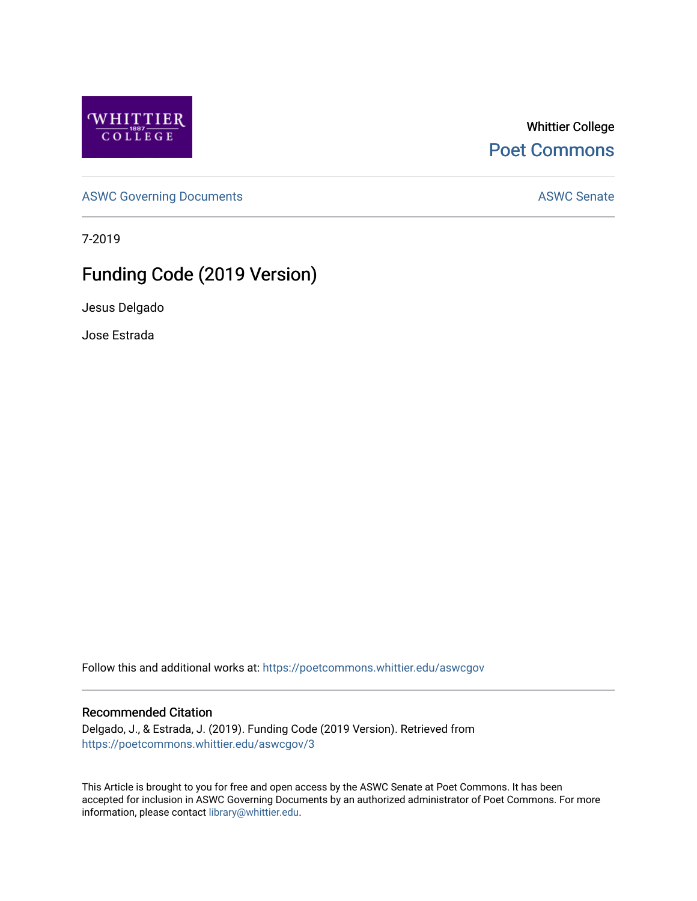Whittier College

Poet Commons

ASWC Governing Documents

ASWC Senate

7-2019

# Funding Code (2019 Version)

Jesus Delgado

Jose Estrada

Follow this and additional works at: https://poetcommons.whittier.edu/aswcgov

## Recommended Citation

Delgado, J., & Estrada, J. (2019). Funding Code (2019 Version). Retrieved from https://poetcommons.whittier.edu/aswcgov/3

This Article is brought to you for free and open access by the ASWC Senate at Poet Commons. It has been accepted for inclusion in ASWC Governing Documents by an authorized administrator of Poet Commons. For more information, please contact library@whittier.edu.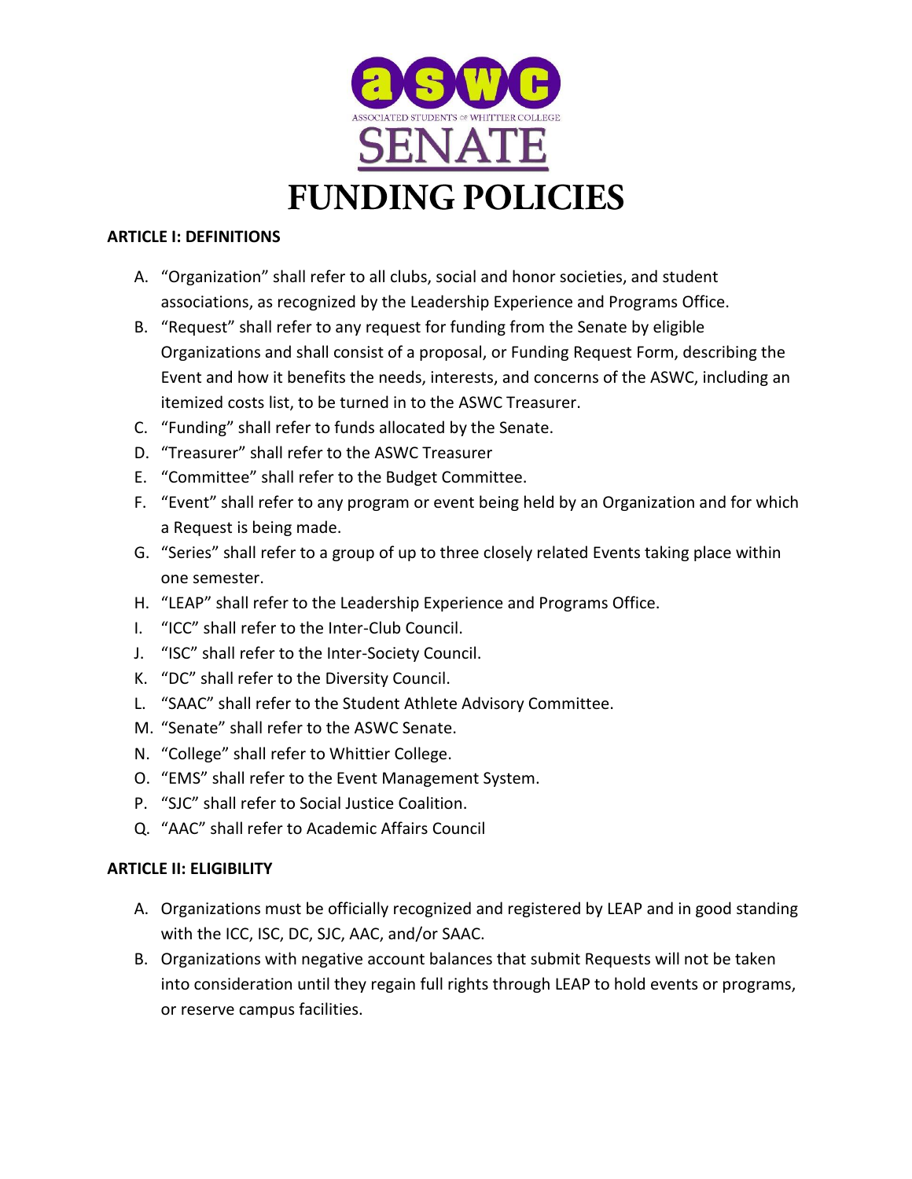# FUNDING POLICIES

### ARTICLE I: DEFINITIONS

A. "Organization" shall refer to all clubs, social and honor societies, and student associations, as recognized by the Leadership Experience and Programs Office.
B. "Request" shall refer to any request for funding from the Senate by eligible Organizations and shall consist of a proposal, or Funding Request Form, describing the Event and how it benefits the needs, interests, and concerns of the ASWC, including an itemized costs list, to be turned in to the ASWC Treasurer.
C. "Funding" shall refer to funds allocated by the Senate.
D. "Treasurer" shall refer to the ASWC Treasurer
E. "Committee" shall refer to the Budget Committee.
F. "Event" shall refer to any program or event being held by an Organization and for which a Request is being made.
G. "Series" shall refer to a group of up to three closely related Events taking place within one semester.
H. "LEAP" shall refer to the Leadership Experience and Programs Office.
I. "ICC" shall refer to the Inter-Club Council.
J. "ISC" shall refer to the Inter-Society Council.
K. "DC" shall refer to the Diversity Council.
L. "SAAC" shall refer to the Student Athlete Advisory Committee.
M. "Senate" shall refer to the ASWC Senate.
N. "College" shall refer to Whittier College.
O. "EMS" shall refer to the Event Management System.
P. "SJC" shall refer to Social Justice Coalition.
Q. "AAC" shall refer to Academic Affairs Council

### ARTICLE II: ELIGIBILITY

A. Organizations must be officially recognized and registered by LEAP and in good standing with the ICC, ISC, DC, SJC, AAC, and/or SAAC.
B. Organizations with negative account balances that submit Requests will not be taken into consideration until they regain full rights through LEAP to hold events or programs, or reserve campus facilities.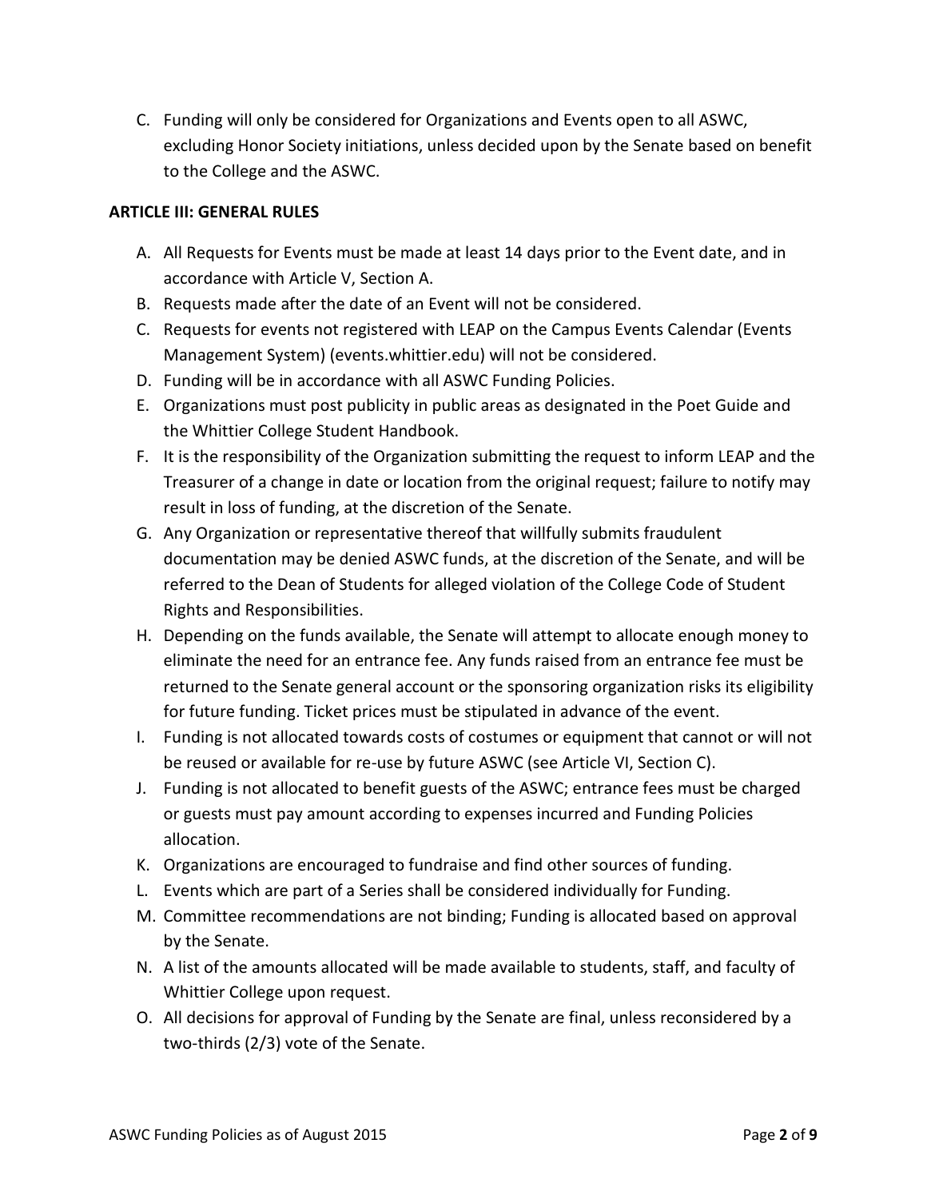C. Funding will only be considered for Organizations and Events open to all ASWC, excluding Honor Society initiations, unless decided upon by the Senate based on benefit to the College and the ASWC.

## ARTICLE III: GENERAL RULES

A. All Requests for Events must be made at least 14 days prior to the Event date, and in accordance with Article V, Section A.
B. Requests made after the date of an Event will not be considered.
C. Requests for events not registered with LEAP on the Campus Events Calendar (Events Management System) (events.whittier.edu) will not be considered.
D. Funding will be in accordance with all ASWC Funding Policies.
E. Organizations must post publicity in public areas as designated in the Poet Guide and the Whittier College Student Handbook.
F. It is the responsibility of the Organization submitting the request to inform LEAP and the Treasurer of a change in date or location from the original request; failure to notify may result in loss of funding, at the discretion of the Senate.
G. Any Organization or representative thereof that willfully submits fraudulent documentation may be denied ASWC funds, at the discretion of the Senate, and will be referred to the Dean of Students for alleged violation of the College Code of Student Rights and Responsibilities.
H. Depending on the funds available, the Senate will attempt to allocate enough money to eliminate the need for an entrance fee. Any funds raised from an entrance fee must be returned to the Senate general account or the sponsoring organization risks its eligibility for future funding. Ticket prices must be stipulated in advance of the event.
I. Funding is not allocated towards costs of costumes or equipment that cannot or will not be reused or available for re-use by future ASWC (see Article VI, Section C).
J. Funding is not allocated to benefit guests of the ASWC; entrance fees must be charged or guests must pay amount according to expenses incurred and Funding Policies allocation.
K. Organizations are encouraged to fundraise and find other sources of funding.
L. Events which are part of a Series shall be considered individually for Funding.
M. Committee recommendations are not binding; Funding is allocated based on approval by the Senate.
N. A list of the amounts allocated will be made available to students, staff, and faculty of Whittier College upon request.
O. All decisions for approval of Funding by the Senate are final, unless reconsidered by a two-thirds (2/3) vote of the Senate.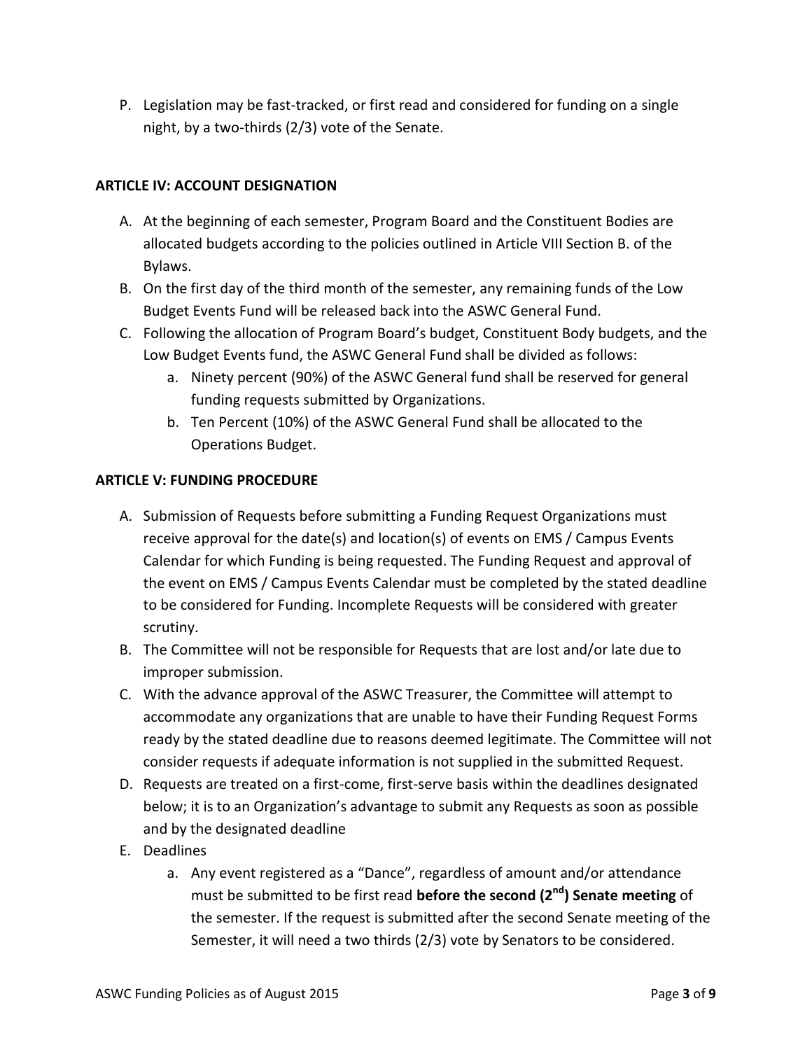P. Legislation may be fast-tracked, or first read and considered for funding on a single night, by a two-thirds (2/3) vote of the Senate.

**ARTICLE IV: ACCOUNT DESIGNATION**

A. At the beginning of each semester, Program Board and the Constituent Bodies are allocated budgets according to the policies outlined in Article VIII Section B. of the Bylaws.
B. On the first day of the third month of the semester, any remaining funds of the Low Budget Events Fund will be released back into the ASWC General Fund.
C. Following the allocation of Program Board's budget, Constituent Body budgets, and the Low Budget Events fund, the ASWC General Fund shall be divided as follows:
   a. Ninety percent (90%) of the ASWC General fund shall be reserved for general funding requests submitted by Organizations.
   b. Ten Percent (10%) of the ASWC General Fund shall be allocated to the Operations Budget.

**ARTICLE V: FUNDING PROCEDURE**

A. Submission of Requests before submitting a Funding Request Organizations must receive approval for the date(s) and location(s) of events on EMS / Campus Events Calendar for which Funding is being requested. The Funding Request and approval of the event on EMS / Campus Events Calendar must be completed by the stated deadline to be considered for Funding. Incomplete Requests will be considered with greater scrutiny.
B. The Committee will not be responsible for Requests that are lost and/or late due to improper submission.
C. With the advance approval of the ASWC Treasurer, the Committee will attempt to accommodate any organizations that are unable to have their Funding Request Forms ready by the stated deadline due to reasons deemed legitimate. The Committee will not consider requests if adequate information is not supplied in the submitted Request.
D. Requests are treated on a first-come, first-serve basis within the deadlines designated below; it is to an Organization's advantage to submit any Requests as soon as possible and by the designated deadline
E. Deadlines
   a. Any event registered as a "Dance", regardless of amount and/or attendance must be submitted to be first read **before the second (2nd) Senate meeting** of the semester. If the request is submitted after the second Senate meeting of the Semester, it will need a two thirds (2/3) vote by Senators to be considered.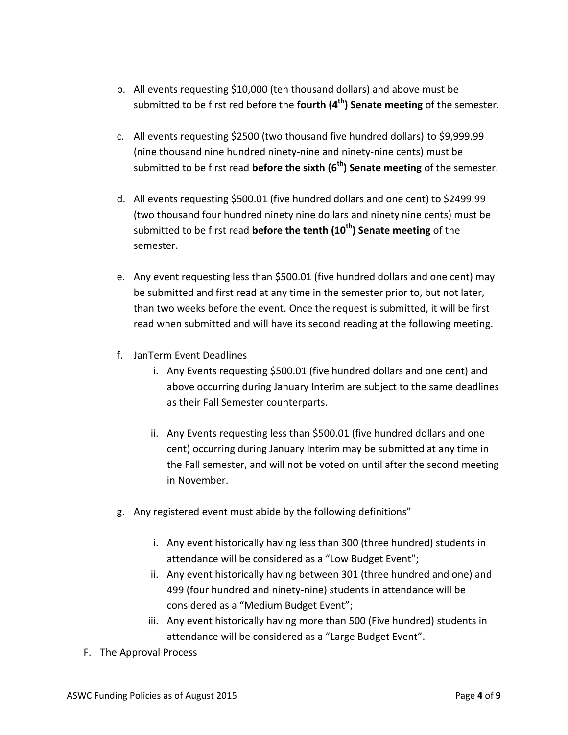b. All events requesting $10,000 (ten thousand dollars) and above must be submitted to be first red before the **fourth (4th) Senate meeting** of the semester.

c. All events requesting $2500 (two thousand five hundred dollars) to $9,999.99 (nine thousand nine hundred ninety-nine and ninety-nine cents) must be submitted to be first read **before the sixth (6th) Senate meeting** of the semester.

d. All events requesting $500.01 (five hundred dollars and one cent) to $2499.99 (two thousand four hundred ninety nine dollars and ninety nine cents) must be submitted to be first read **before the tenth (10th) Senate meeting** of the semester.

e. Any event requesting less than $500.01 (five hundred dollars and one cent) may be submitted and first read at any time in the semester prior to, but not later, than two weeks before the event. Once the request is submitted, it will be first read when submitted and will have its second reading at the following meeting.

f. JanTerm Event Deadlines
   i. Any Events requesting $500.01 (five hundred dollars and one cent) and above occurring during January Interim are subject to the same deadlines as their Fall Semester counterparts.

   ii. Any Events requesting less than $500.01 (five hundred dollars and one cent) occurring during January Interim may be submitted at any time in the Fall semester, and will not be voted on until after the second meeting in November.

g. Any registered event must abide by the following definitions"

   i. Any event historically having less than 300 (three hundred) students in attendance will be considered as a "Low Budget Event";
   ii. Any event historically having between 301 (three hundred and one) and 499 (four hundred and ninety-nine) students in attendance will be considered as a "Medium Budget Event";
   iii. Any event historically having more than 500 (Five hundred) students in attendance will be considered as a "Large Budget Event".

F. The Approval Process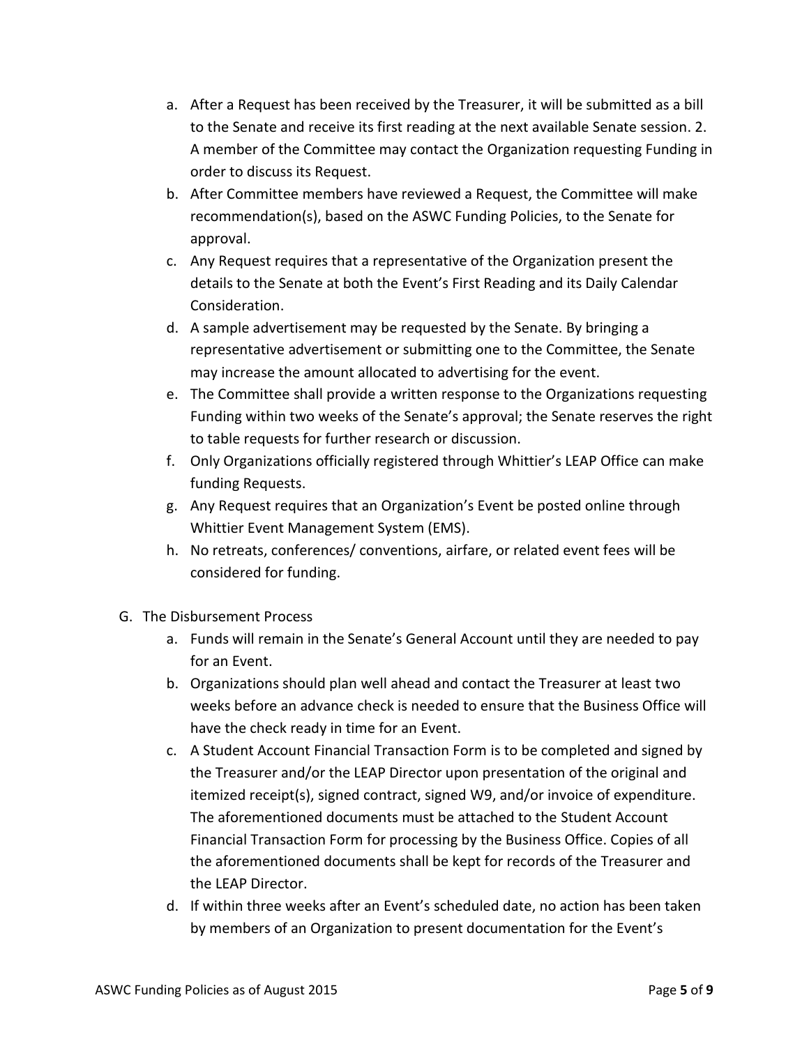a. After a Request has been received by the Treasurer, it will be submitted as a bill to the Senate and receive its first reading at the next available Senate session. 2. A member of the Committee may contact the Organization requesting Funding in order to discuss its Request.
b. After Committee members have reviewed a Request, the Committee will make recommendation(s), based on the ASWC Funding Policies, to the Senate for approval.
c. Any Request requires that a representative of the Organization present the details to the Senate at both the Event's First Reading and its Daily Calendar Consideration.
d. A sample advertisement may be requested by the Senate. By bringing a representative advertisement or submitting one to the Committee, the Senate may increase the amount allocated to advertising for the event.
e. The Committee shall provide a written response to the Organizations requesting Funding within two weeks of the Senate's approval; the Senate reserves the right to table requests for further research or discussion.
f. Only Organizations officially registered through Whittier's LEAP Office can make funding Requests.
g. Any Request requires that an Organization's Event be posted online through Whittier Event Management System (EMS).
h. No retreats, conferences/ conventions, airfare, or related event fees will be considered for funding.

G. The Disbursement Process
   a. Funds will remain in the Senate's General Account until they are needed to pay for an Event.
   b. Organizations should plan well ahead and contact the Treasurer at least two weeks before an advance check is needed to ensure that the Business Office will have the check ready in time for an Event.
   c. A Student Account Financial Transaction Form is to be completed and signed by the Treasurer and/or the LEAP Director upon presentation of the original and itemized receipt(s), signed contract, signed W9, and/or invoice of expenditure. The aforementioned documents must be attached to the Student Account Financial Transaction Form for processing by the Business Office. Copies of all the aforementioned documents shall be kept for records of the Treasurer and the LEAP Director.
   d. If within three weeks after an Event's scheduled date, no action has been taken by members of an Organization to present documentation for the Event's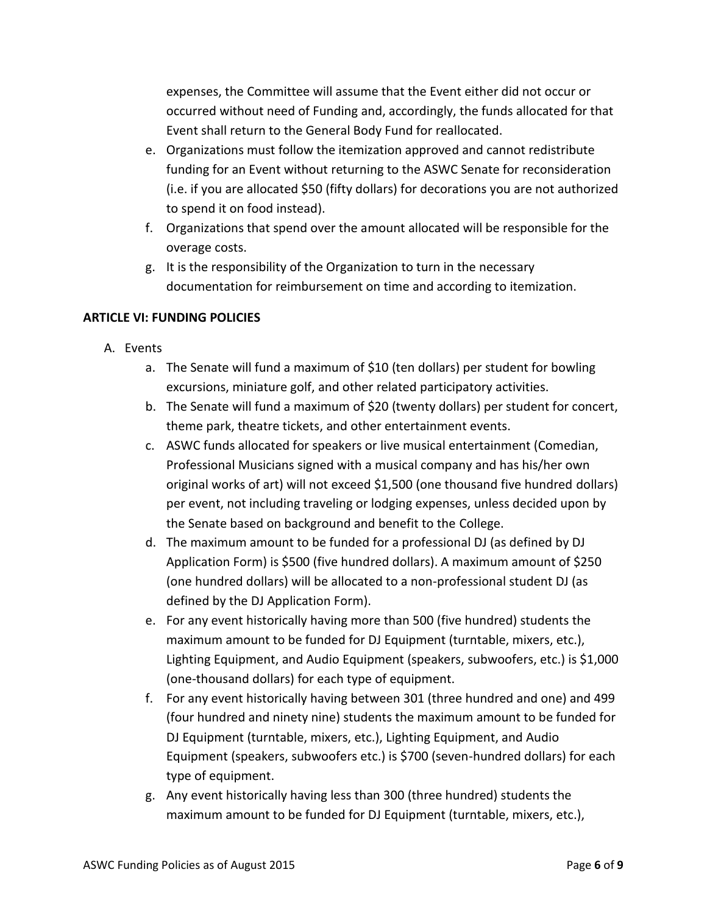expenses, the Committee will assume that the Event either did not occur or occurred without need of Funding and, accordingly, the funds allocated for that Event shall return to the General Body Fund for reallocated.

e. Organizations must follow the itemization approved and cannot redistribute funding for an Event without returning to the ASWC Senate for reconsideration (i.e. if you are allocated $50 (fifty dollars) for decorations you are not authorized to spend it on food instead).
f. Organizations that spend over the amount allocated will be responsible for the overage costs.
g. It is the responsibility of the Organization to turn in the necessary documentation for reimbursement on time and according to itemization.

**ARTICLE VI: FUNDING POLICIES**

A. Events
   a. The Senate will fund a maximum of $10 (ten dollars) per student for bowling excursions, miniature golf, and other related participatory activities.
   b. The Senate will fund a maximum of $20 (twenty dollars) per student for concert, theme park, theatre tickets, and other entertainment events.
   c. ASWC funds allocated for speakers or live musical entertainment (Comedian, Professional Musicians signed with a musical company and has his/her own original works of art) will not exceed $1,500 (one thousand five hundred dollars) per event, not including traveling or lodging expenses, unless decided upon by the Senate based on background and benefit to the College.
   d. The maximum amount to be funded for a professional DJ (as defined by DJ Application Form) is $500 (five hundred dollars). A maximum amount of $250 (one hundred dollars) will be allocated to a non-professional student DJ (as defined by the DJ Application Form).
   e. For any event historically having more than 500 (five hundred) students the maximum amount to be funded for DJ Equipment (turntable, mixers, etc.), Lighting Equipment, and Audio Equipment (speakers, subwoofers, etc.) is $1,000 (one-thousand dollars) for each type of equipment.
   f. For any event historically having between 301 (three hundred and one) and 499 (four hundred and ninety nine) students the maximum amount to be funded for DJ Equipment (turntable, mixers, etc.), Lighting Equipment, and Audio Equipment (speakers, subwoofers etc.) is $700 (seven-hundred dollars) for each type of equipment.
   g. Any event historically having less than 300 (three hundred) students the maximum amount to be funded for DJ Equipment (turntable, mixers, etc.),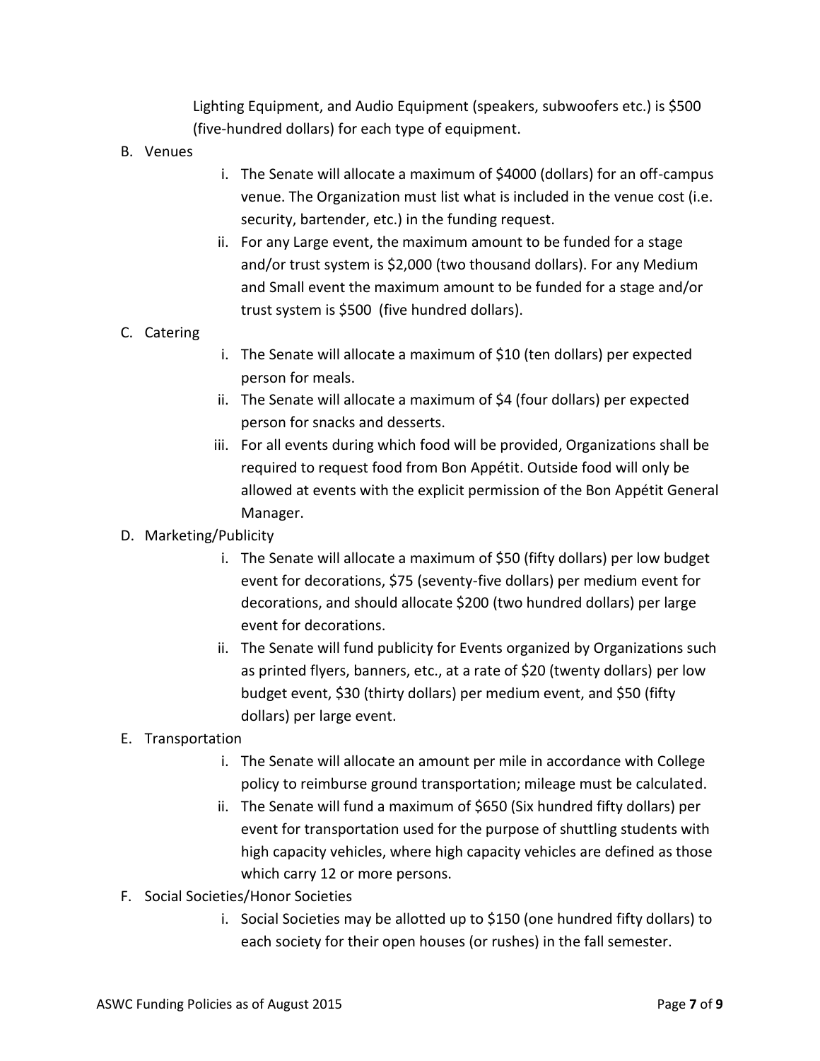Lighting Equipment, and Audio Equipment (speakers, subwoofers etc.) is $500 (five-hundred dollars) for each type of equipment.

B. Venues

i. The Senate will allocate a maximum of $4000 (dollars) for an off-campus venue. The Organization must list what is included in the venue cost (i.e. security, bartender, etc.) in the funding request.

ii. For any Large event, the maximum amount to be funded for a stage and/or trust system is $2,000 (two thousand dollars). For any Medium and Small event the maximum amount to be funded for a stage and/or trust system is $500 (five hundred dollars).

C. Catering

i. The Senate will allocate a maximum of $10 (ten dollars) per expected person for meals.

ii. The Senate will allocate a maximum of $4 (four dollars) per expected person for snacks and desserts.

iii. For all events during which food will be provided, Organizations shall be required to request food from Bon Appétit. Outside food will only be allowed at events with the explicit permission of the Bon Appétit General Manager.

D. Marketing/Publicity

i. The Senate will allocate a maximum of $50 (fifty dollars) per low budget event for decorations, $75 (seventy-five dollars) per medium event for decorations, and should allocate $200 (two hundred dollars) per large event for decorations.

ii. The Senate will fund publicity for Events organized by Organizations such as printed flyers, banners, etc., at a rate of $20 (twenty dollars) per low budget event, $30 (thirty dollars) per medium event, and $50 (fifty dollars) per large event.

E. Transportation

i. The Senate will allocate an amount per mile in accordance with College policy to reimburse ground transportation; mileage must be calculated.

ii. The Senate will fund a maximum of $650 (Six hundred fifty dollars) per event for transportation used for the purpose of shuttling students with high capacity vehicles, where high capacity vehicles are defined as those which carry 12 or more persons.

F. Social Societies/Honor Societies

i. Social Societies may be allotted up to $150 (one hundred fifty dollars) to each society for their open houses (or rushes) in the fall semester.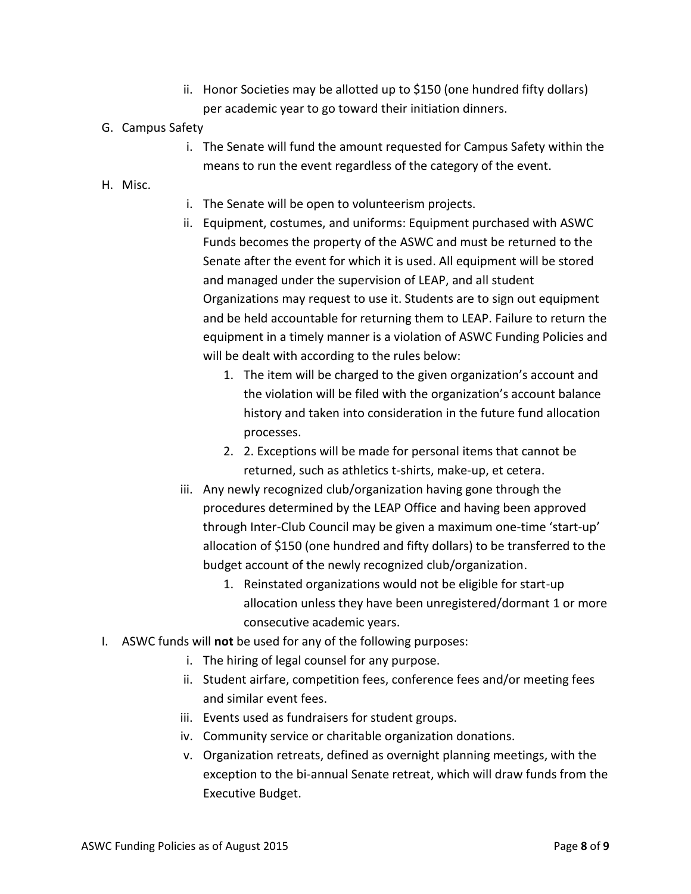ii. Honor Societies may be allotted up to $150 (one hundred fifty dollars) per academic year to go toward their initiation dinners.

G. Campus Safety

i. The Senate will fund the amount requested for Campus Safety within the means to run the event regardless of the category of the event.

H. Misc.

i. The Senate will be open to volunteerism projects.

ii. Equipment, costumes, and uniforms: Equipment purchased with ASWC Funds becomes the property of the ASWC and must be returned to the Senate after the event for which it is used. All equipment will be stored and managed under the supervision of LEAP, and all student Organizations may request to use it. Students are to sign out equipment and be held accountable for returning them to LEAP. Failure to return the equipment in a timely manner is a violation of ASWC Funding Policies and will be dealt with according to the rules below:

1. The item will be charged to the given organization's account and the violation will be filed with the organization's account balance history and taken into consideration in the future fund allocation processes.
2. 2. Exceptions will be made for personal items that cannot be returned, such as athletics t-shirts, make-up, et cetera.

iii. Any newly recognized club/organization having gone through the procedures determined by the LEAP Office and having been approved through Inter-Club Council may be given a maximum one-time 'start-up' allocation of $150 (one hundred and fifty dollars) to be transferred to the budget account of the newly recognized club/organization.

1. Reinstated organizations would not be eligible for start-up allocation unless they have been unregistered/dormant 1 or more consecutive academic years.

I. ASWC funds will **not** be used for any of the following purposes:

i. The hiring of legal counsel for any purpose.

ii. Student airfare, competition fees, conference fees and/or meeting fees and similar event fees.

iii. Events used as fundraisers for student groups.

iv. Community service or charitable organization donations.

v. Organization retreats, defined as overnight planning meetings, with the exception to the bi-annual Senate retreat, which will draw funds from the Executive Budget.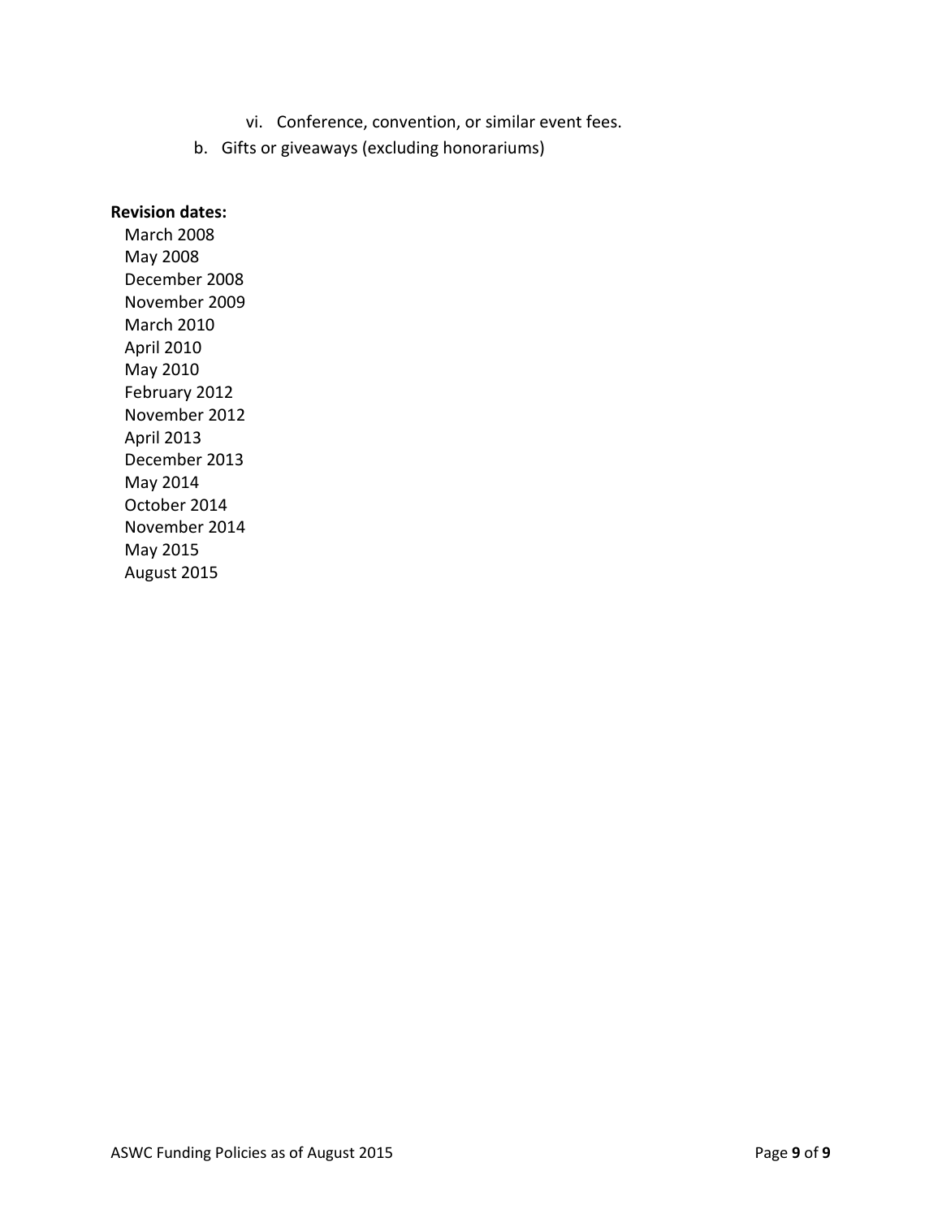vi. Conference, convention, or similar event fees.

b. Gifts or giveaways (excluding honorariums)

**Revision dates:**

March 2008
May 2008
December 2008
November 2009
March 2010
April 2010
May 2010
February 2012
November 2012
April 2013
December 2013
May 2014
October 2014
November 2014
May 2015
August 2015